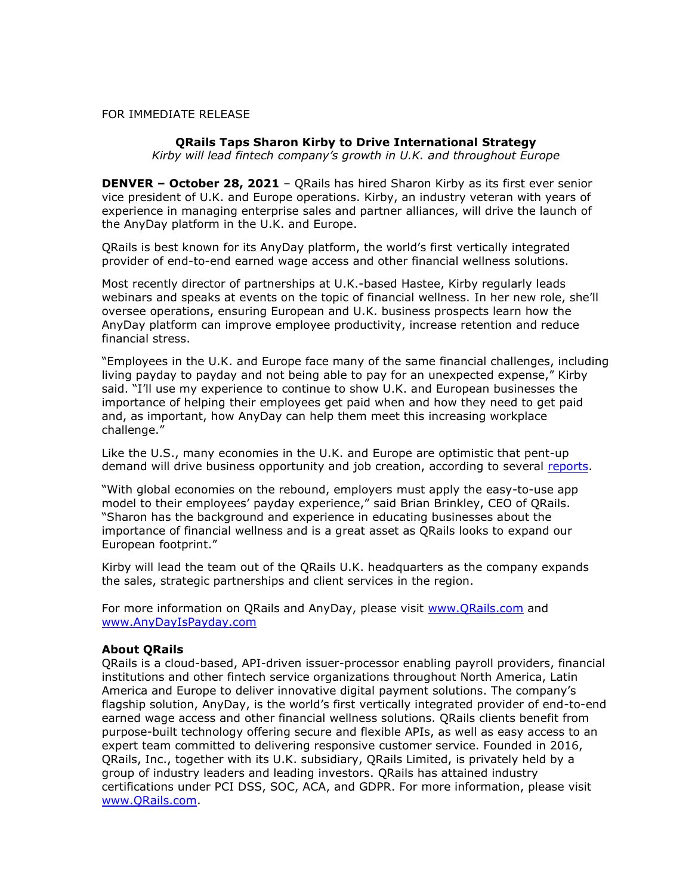FOR IMMEDIATE RELEASE

**QRails Taps Sharon Kirby to Drive International Strategy**

*Kirby will lead fintech company's growth in U.K. and throughout Europe*

**DENVER – October 28, 2021** – QRails has hired Sharon Kirby as its first ever senior vice president of U.K. and Europe operations. Kirby, an industry veteran with years of experience in managing enterprise sales and partner alliances, will drive the launch of the AnyDay platform in the U.K. and Europe.

QRails is best known for its AnyDay platform, the world's first vertically integrated provider of end-to-end earned wage access and other financial wellness solutions.

Most recently director of partnerships at U.K.-based Hastee, Kirby regularly leads webinars and speaks at events on the topic of financial wellness. In her new role, she'll oversee operations, ensuring European and U.K. business prospects learn how the AnyDay platform can improve employee productivity, increase retention and reduce financial stress.

"Employees in the U.K. and Europe face many of the same financial challenges, including living payday to payday and not being able to pay for an unexpected expense," Kirby said. "I'll use my experience to continue to show U.K. and European businesses the importance of helping their employees get paid when and how they need to get paid and, as important, how AnyDay can help them meet this increasing workplace challenge."

Like the U.S., many economies in the U.K. and Europe are optimistic that pent-up demand will drive business opportunity and job creation, according to several reports.

"With global economies on the rebound, employers must apply the easy-to-use app model to their employees' payday experience," said Brian Brinkley, CEO of QRails. "Sharon has the background and experience in educating businesses about the importance of financial wellness and is a great asset as QRails looks to expand our European footprint."

Kirby will lead the team out of the QRails U.K. headquarters as the company expands the sales, strategic partnerships and client services in the region.

For more information on QRails and AnyDay, please visit www.QRails.com and www.AnyDayIsPayday.com

**About QRails**

QRails is a cloud-based, API-driven issuer-processor enabling payroll providers, financial institutions and other fintech service organizations throughout North America, Latin America and Europe to deliver innovative digital payment solutions. The company's flagship solution, AnyDay, is the world's first vertically integrated provider of end-to-end earned wage access and other financial wellness solutions. QRails clients benefit from purpose-built technology offering secure and flexible APIs, as well as easy access to an expert team committed to delivering responsive customer service. Founded in 2016, QRails, Inc., together with its U.K. subsidiary, QRails Limited, is privately held by a group of industry leaders and leading investors. QRails has attained industry certifications under PCI DSS, SOC, ACA, and GDPR. For more information, please visit www.QRails.com.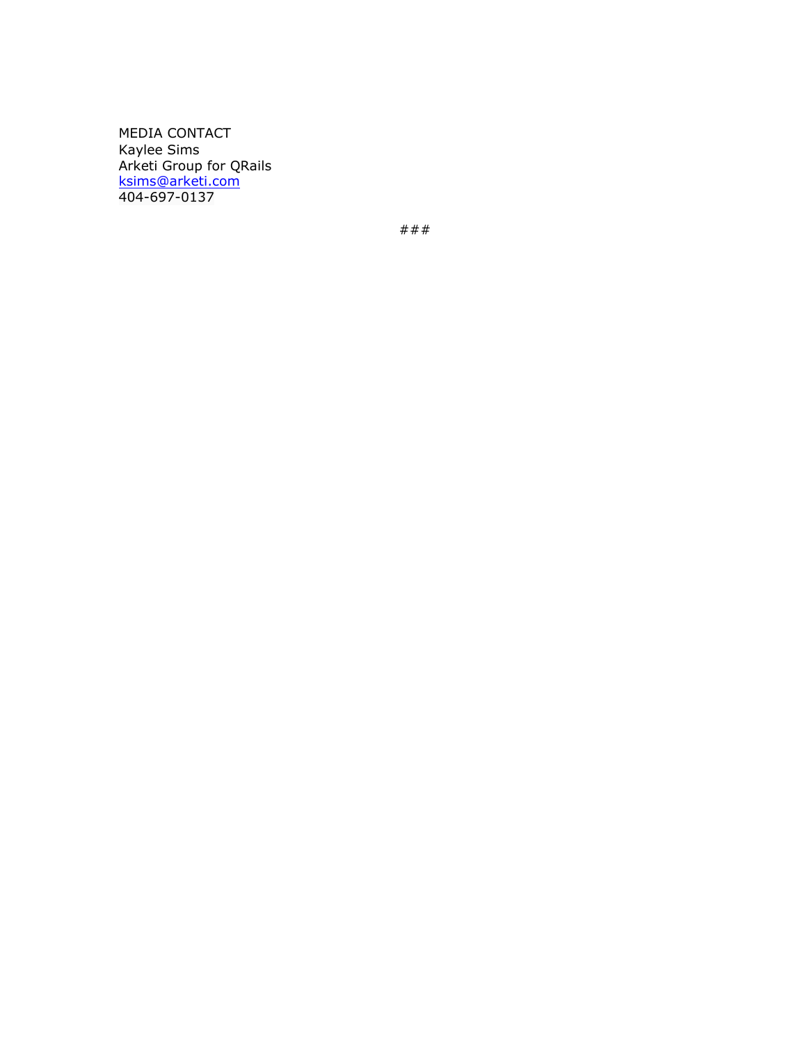MEDIA CONTACT
Kaylee Sims
Arketi Group for QRails
ksims@arketi.com
404-697-0137

###